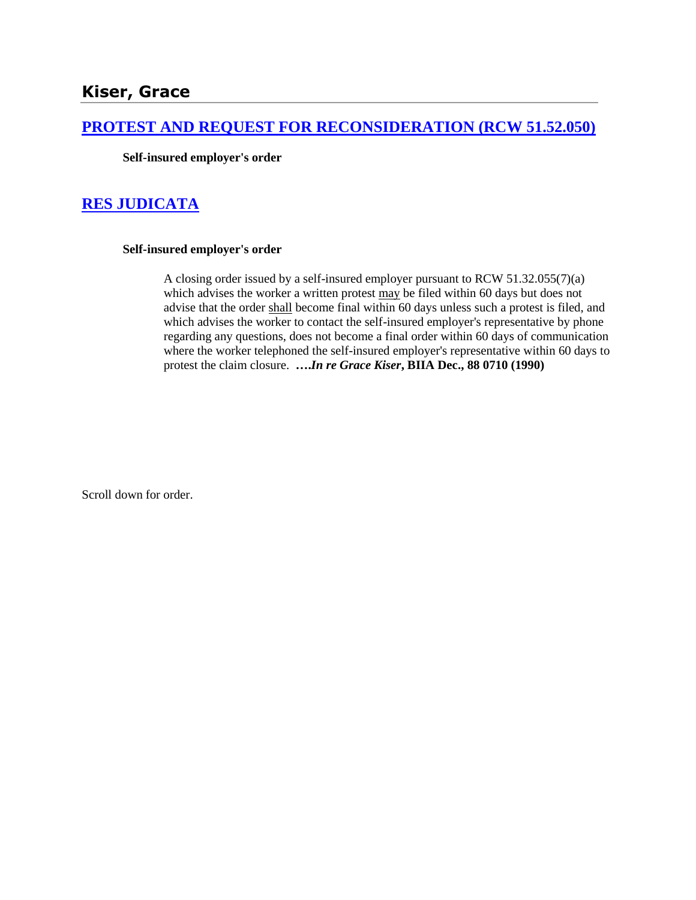## Kiser, Grace

### [PROTEST AND REQUEST FOR RECONSIDERATION (RCW 51.52.050)]

**Self-insured employer's order**

### [RES JUDICATA]

**Self-insured employer's order**

> A closing order issued by a self-insured employer pursuant to RCW 51.32.055(7)(a) which advises the worker a written protest may be filed within 60 days but does not advise that the order shall become final within 60 days unless such a protest is filed, and which advises the worker to contact the self-insured employer's representative by phone regarding any questions, does not become a final order within 60 days of communication where the worker telephoned the self-insured employer's representative within 60 days to protest the claim closure. ***….In re Grace Kiser*, BIIA Dec., 88 0710 (1990)**

Scroll down for order.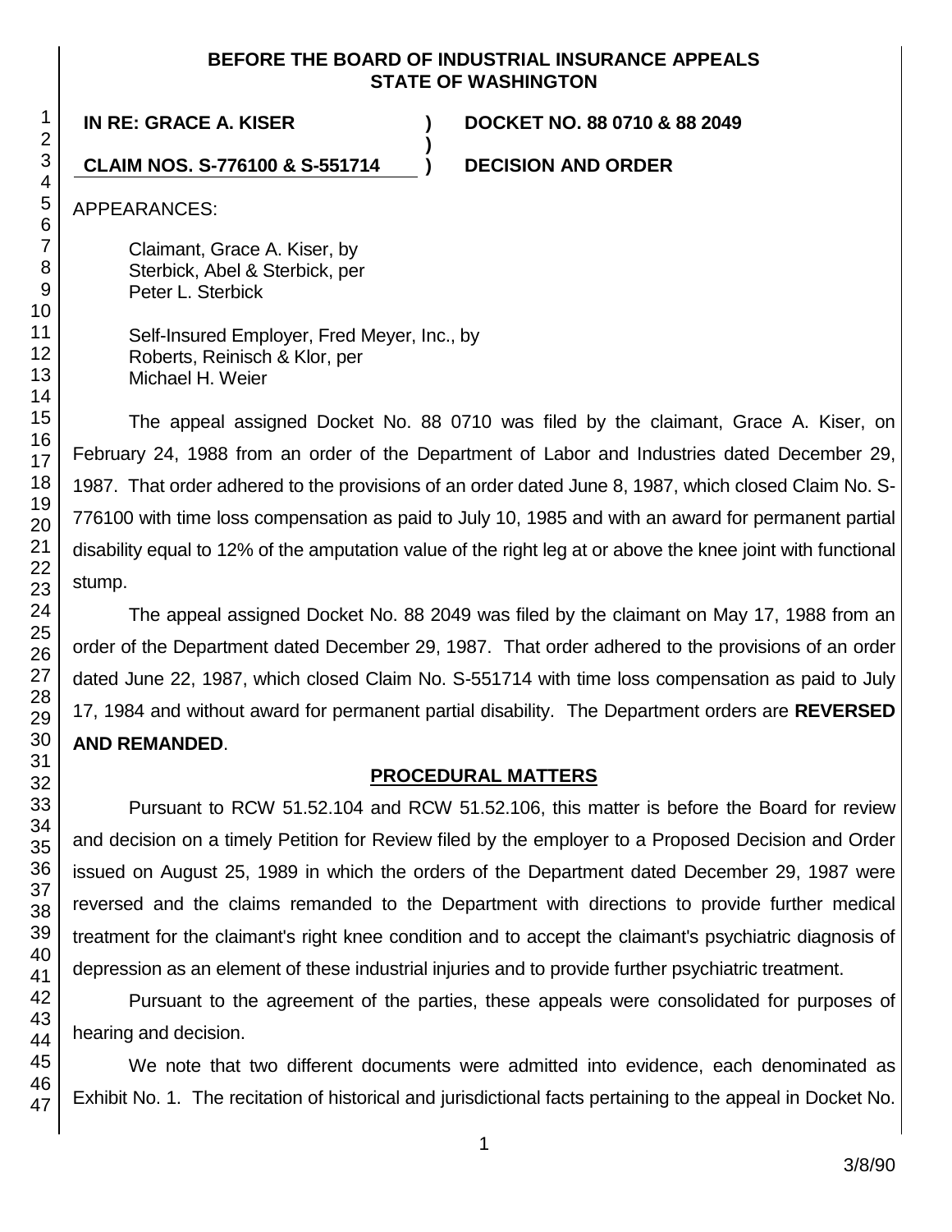**BEFORE THE BOARD OF INDUSTRIAL INSURANCE APPEALS**
**STATE OF WASHINGTON**

| | | |
|---|---|---|
| **IN RE: GRACE A. KISER** | **)** | **DOCKET NO. 88 0710 & 88 2049** |
| | **)** | |
| **CLAIM NOS. S-776100 & S-551714** | **)** | **DECISION AND ORDER** |

APPEARANCES:

Claimant, Grace A. Kiser, by
Sterbick, Abel & Sterbick, per
Peter L. Sterbick

Self-Insured Employer, Fred Meyer, Inc., by
Roberts, Reinisch & Klor, per
Michael H. Weier

The appeal assigned Docket No. 88 0710 was filed by the claimant, Grace A. Kiser, on February 24, 1988 from an order of the Department of Labor and Industries dated December 29, 1987. That order adhered to the provisions of an order dated June 8, 1987, which closed Claim No. S-776100 with time loss compensation as paid to July 10, 1985 and with an award for permanent partial disability equal to 12% of the amputation value of the right leg at or above the knee joint with functional stump.

The appeal assigned Docket No. 88 2049 was filed by the claimant on May 17, 1988 from an order of the Department dated December 29, 1987. That order adhered to the provisions of an order dated June 22, 1987, which closed Claim No. S-551714 with time loss compensation as paid to July 17, 1984 and without award for permanent partial disability. The Department orders are **REVERSED AND REMANDED**.

## PROCEDURAL MATTERS

Pursuant to RCW 51.52.104 and RCW 51.52.106, this matter is before the Board for review and decision on a timely Petition for Review filed by the employer to a Proposed Decision and Order issued on August 25, 1989 in which the orders of the Department dated December 29, 1987 were reversed and the claims remanded to the Department with directions to provide further medical treatment for the claimant's right knee condition and to accept the claimant's psychiatric diagnosis of depression as an element of these industrial injuries and to provide further psychiatric treatment.

Pursuant to the agreement of the parties, these appeals were consolidated for purposes of hearing and decision.

We note that two different documents were admitted into evidence, each denominated as Exhibit No. 1. The recitation of historical and jurisdictional facts pertaining to the appeal in Docket No.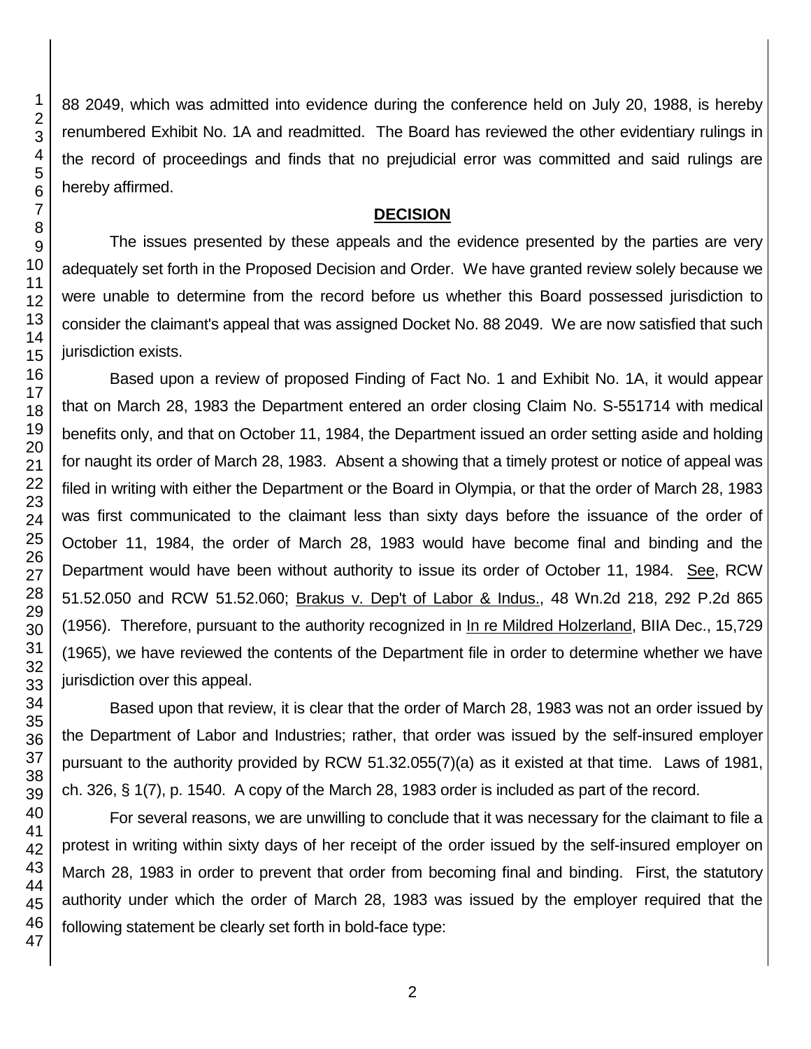88 2049, which was admitted into evidence during the conference held on July 20, 1988, is hereby renumbered Exhibit No. 1A and readmitted. The Board has reviewed the other evidentiary rulings in the record of proceedings and finds that no prejudicial error was committed and said rulings are hereby affirmed.

## DECISION

The issues presented by these appeals and the evidence presented by the parties are very adequately set forth in the Proposed Decision and Order. We have granted review solely because we were unable to determine from the record before us whether this Board possessed jurisdiction to consider the claimant's appeal that was assigned Docket No. 88 2049. We are now satisfied that such jurisdiction exists.

Based upon a review of proposed Finding of Fact No. 1 and Exhibit No. 1A, it would appear that on March 28, 1983 the Department entered an order closing Claim No. S-551714 with medical benefits only, and that on October 11, 1984, the Department issued an order setting aside and holding for naught its order of March 28, 1983. Absent a showing that a timely protest or notice of appeal was filed in writing with either the Department or the Board in Olympia, or that the order of March 28, 1983 was first communicated to the claimant less than sixty days before the issuance of the order of October 11, 1984, the order of March 28, 1983 would have become final and binding and the Department would have been without authority to issue its order of October 11, 1984. See, RCW 51.52.050 and RCW 51.52.060; Brakus v. Dep't of Labor & Indus., 48 Wn.2d 218, 292 P.2d 865 (1956). Therefore, pursuant to the authority recognized in In re Mildred Holzerland, BIIA Dec., 15,729 (1965), we have reviewed the contents of the Department file in order to determine whether we have jurisdiction over this appeal.

Based upon that review, it is clear that the order of March 28, 1983 was not an order issued by the Department of Labor and Industries; rather, that order was issued by the self-insured employer pursuant to the authority provided by RCW 51.32.055(7)(a) as it existed at that time. Laws of 1981, ch. 326, § 1(7), p. 1540. A copy of the March 28, 1983 order is included as part of the record.

For several reasons, we are unwilling to conclude that it was necessary for the claimant to file a protest in writing within sixty days of her receipt of the order issued by the self-insured employer on March 28, 1983 in order to prevent that order from becoming final and binding. First, the statutory authority under which the order of March 28, 1983 was issued by the employer required that the following statement be clearly set forth in bold-face type: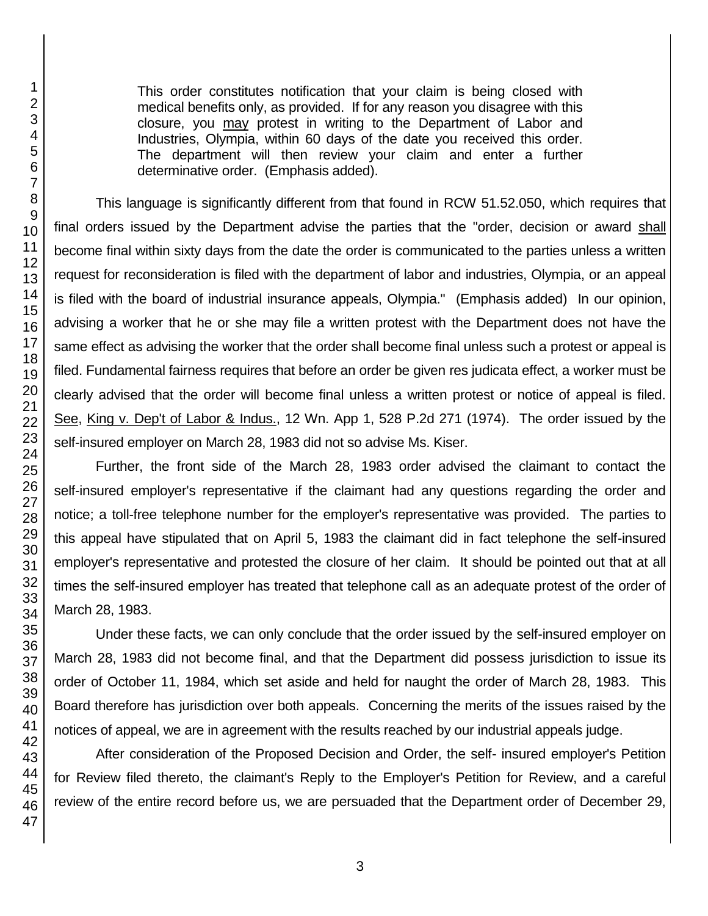> This order constitutes notification that your claim is being closed with medical benefits only, as provided. If for any reason you disagree with this closure, you may protest in writing to the Department of Labor and Industries, Olympia, within 60 days of the date you received this order. The department will then review your claim and enter a further determinative order. (Emphasis added).

This language is significantly different from that found in RCW 51.52.050, which requires that final orders issued by the Department advise the parties that the "order, decision or award shall become final within sixty days from the date the order is communicated to the parties unless a written request for reconsideration is filed with the department of labor and industries, Olympia, or an appeal is filed with the board of industrial insurance appeals, Olympia." (Emphasis added) In our opinion, advising a worker that he or she may file a written protest with the Department does not have the same effect as advising the worker that the order shall become final unless such a protest or appeal is filed. Fundamental fairness requires that before an order be given res judicata effect, a worker must be clearly advised that the order will become final unless a written protest or notice of appeal is filed. See, King v. Dep't of Labor & Indus., 12 Wn. App 1, 528 P.2d 271 (1974). The order issued by the self-insured employer on March 28, 1983 did not so advise Ms. Kiser.

Further, the front side of the March 28, 1983 order advised the claimant to contact the self-insured employer's representative if the claimant had any questions regarding the order and notice; a toll-free telephone number for the employer's representative was provided. The parties to this appeal have stipulated that on April 5, 1983 the claimant did in fact telephone the self-insured employer's representative and protested the closure of her claim. It should be pointed out that at all times the self-insured employer has treated that telephone call as an adequate protest of the order of March 28, 1983.

Under these facts, we can only conclude that the order issued by the self-insured employer on March 28, 1983 did not become final, and that the Department did possess jurisdiction to issue its order of October 11, 1984, which set aside and held for naught the order of March 28, 1983. This Board therefore has jurisdiction over both appeals. Concerning the merits of the issues raised by the notices of appeal, we are in agreement with the results reached by our industrial appeals judge.

After consideration of the Proposed Decision and Order, the self- insured employer's Petition for Review filed thereto, the claimant's Reply to the Employer's Petition for Review, and a careful review of the entire record before us, we are persuaded that the Department order of December 29,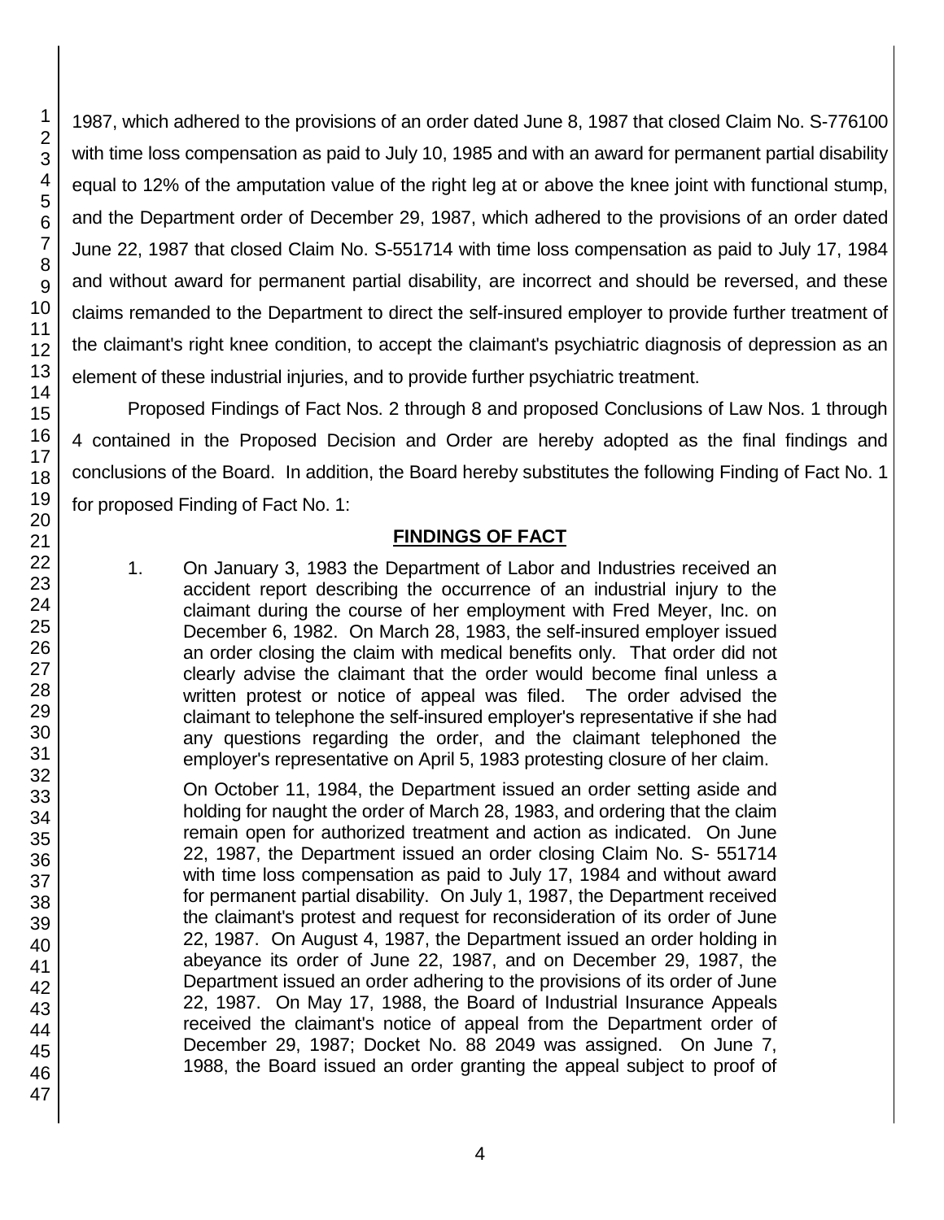1987, which adhered to the provisions of an order dated June 8, 1987 that closed Claim No. S-776100 with time loss compensation as paid to July 10, 1985 and with an award for permanent partial disability equal to 12% of the amputation value of the right leg at or above the knee joint with functional stump, and the Department order of December 29, 1987, which adhered to the provisions of an order dated June 22, 1987 that closed Claim No. S-551714 with time loss compensation as paid to July 17, 1984 and without award for permanent partial disability, are incorrect and should be reversed, and these claims remanded to the Department to direct the self-insured employer to provide further treatment of the claimant's right knee condition, to accept the claimant's psychiatric diagnosis of depression as an element of these industrial injuries, and to provide further psychiatric treatment.

Proposed Findings of Fact Nos. 2 through 8 and proposed Conclusions of Law Nos. 1 through 4 contained in the Proposed Decision and Order are hereby adopted as the final findings and conclusions of the Board. In addition, the Board hereby substitutes the following Finding of Fact No. 1 for proposed Finding of Fact No. 1:

## FINDINGS OF FACT

1. On January 3, 1983 the Department of Labor and Industries received an accident report describing the occurrence of an industrial injury to the claimant during the course of her employment with Fred Meyer, Inc. on December 6, 1982. On March 28, 1983, the self-insured employer issued an order closing the claim with medical benefits only. That order did not clearly advise the claimant that the order would become final unless a written protest or notice of appeal was filed. The order advised the claimant to telephone the self-insured employer's representative if she had any questions regarding the order, and the claimant telephoned the employer's representative on April 5, 1983 protesting closure of her claim.

   On October 11, 1984, the Department issued an order setting aside and holding for naught the order of March 28, 1983, and ordering that the claim remain open for authorized treatment and action as indicated. On June 22, 1987, the Department issued an order closing Claim No. S- 551714 with time loss compensation as paid to July 17, 1984 and without award for permanent partial disability. On July 1, 1987, the Department received the claimant's protest and request for reconsideration of its order of June 22, 1987. On August 4, 1987, the Department issued an order holding in abeyance its order of June 22, 1987, and on December 29, 1987, the Department issued an order adhering to the provisions of its order of June 22, 1987. On May 17, 1988, the Board of Industrial Insurance Appeals received the claimant's notice of appeal from the Department order of December 29, 1987; Docket No. 88 2049 was assigned. On June 7, 1988, the Board issued an order granting the appeal subject to proof of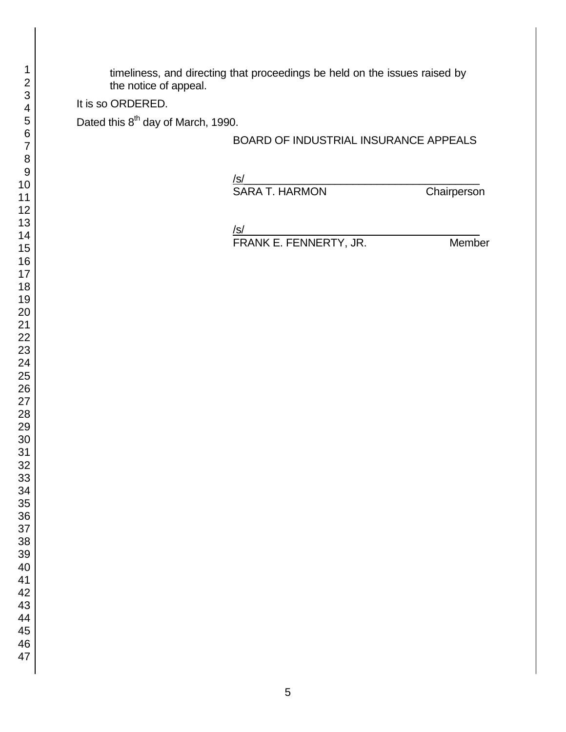timeliness, and directing that proceedings be held on the issues raised by the notice of appeal.

It is so ORDERED.

Dated this 8th day of March, 1990.

BOARD OF INDUSTRIAL INSURANCE APPEALS

/s/
SARA T. HARMON Chairperson

/s/
FRANK E. FENNERTY, JR. Member